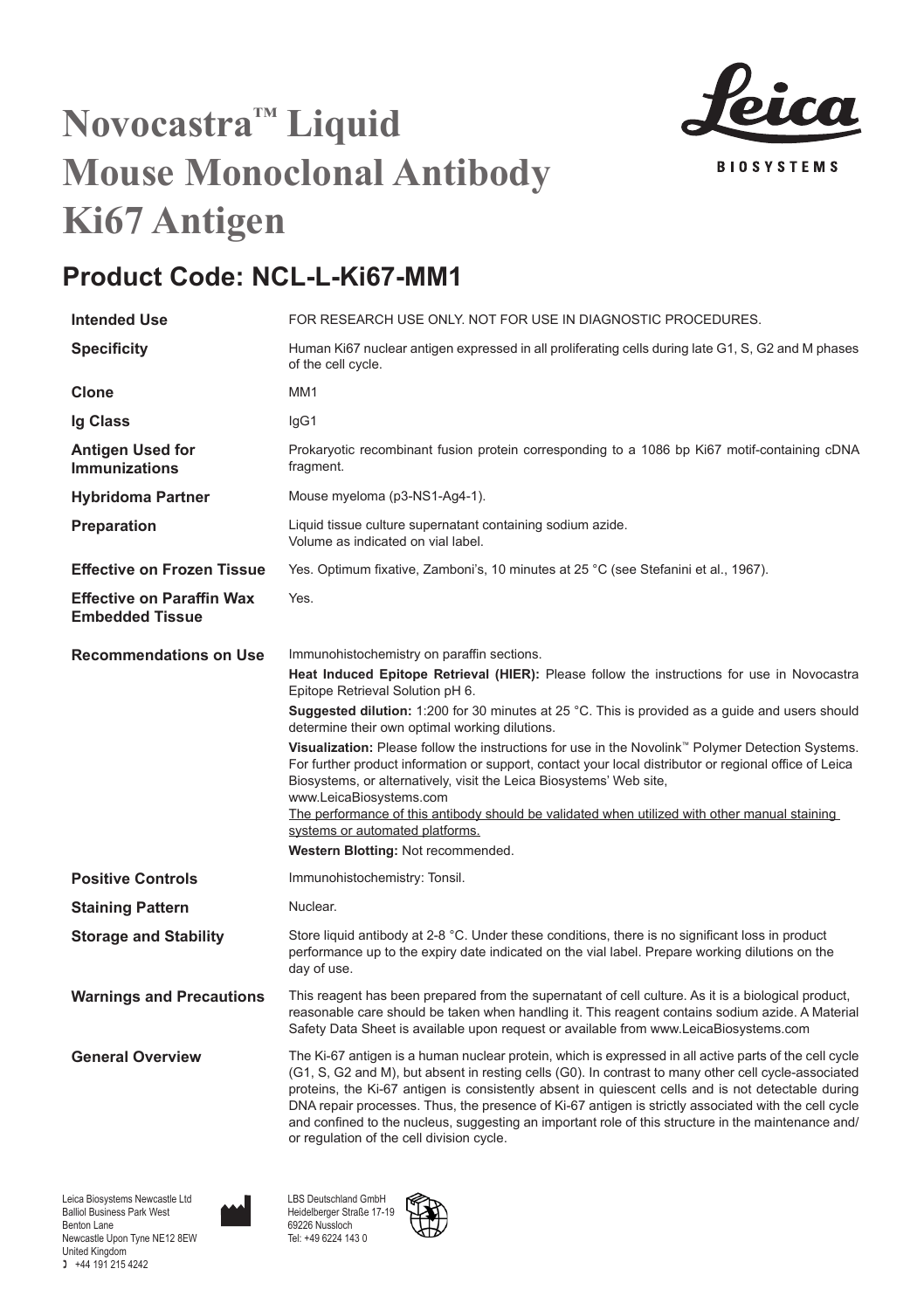# Novocastra™ Liquid Mouse Monoclonal Antibody Ki67 Antigen

## Product Code: NCL-L-Ki67-MM1

| | |
|---|---|
| **Intended Use** | FOR RESEARCH USE ONLY. NOT FOR USE IN DIAGNOSTIC PROCEDURES. |
| **Specificity** | Human Ki67 nuclear antigen expressed in all proliferating cells during late G1, S, G2 and M phases of the cell cycle. |
| **Clone** | MM1 |
| **Ig Class** | IgG1 |
| **Antigen Used for Immunizations** | Prokaryotic recombinant fusion protein corresponding to a 1086 bp Ki67 motif-containing cDNA fragment. |
| **Hybridoma Partner** | Mouse myeloma (p3-NS1-Ag4-1). |
| **Preparation** | Liquid tissue culture supernatant containing sodium azide. Volume as indicated on vial label. |
| **Effective on Frozen Tissue** | Yes. Optimum fixative, Zamboni's, 10 minutes at 25 °C (see Stefanini et al., 1967). |
| **Effective on Paraffin Wax Embedded Tissue** | Yes. |

**Recommendations on Use**

Immunohistochemistry on paraffin sections.

**Heat Induced Epitope Retrieval (HIER):** Please follow the instructions for use in Novocastra Epitope Retrieval Solution pH 6.

**Suggested dilution:** 1:200 for 30 minutes at 25 °C. This is provided as a guide and users should determine their own optimal working dilutions.

**Visualization:** Please follow the instructions for use in the Novolink™ Polymer Detection Systems. For further product information or support, contact your local distributor or regional office of Leica Biosystems, or alternatively, visit the Leica Biosystems' Web site, www.LeicaBiosystems.com

The performance of this antibody should be validated when utilized with other manual staining systems or automated platforms.

**Western Blotting:** Not recommended.

| | |
|---|---|
| **Positive Controls** | Immunohistochemistry: Tonsil. |
| **Staining Pattern** | Nuclear. |
| **Storage and Stability** | Store liquid antibody at 2-8 °C. Under these conditions, there is no significant loss in product performance up to the expiry date indicated on the vial label. Prepare working dilutions on the day of use. |
| **Warnings and Precautions** | This reagent has been prepared from the supernatant of cell culture. As it is a biological product, reasonable care should be taken when handling it. This reagent contains sodium azide. A Material Safety Data Sheet is available upon request or available from www.LeicaBiosystems.com |
| **General Overview** | The Ki-67 antigen is a human nuclear protein, which is expressed in all active parts of the cell cycle (G1, S, G2 and M), but absent in resting cells (G0). In contrast to many other cell cycle-associated proteins, the Ki-67 antigen is consistently absent in quiescent cells and is not detectable during DNA repair processes. Thus, the presence of Ki-67 antigen is strictly associated with the cell cycle and confined to the nucleus, suggesting an important role of this structure in the maintenance and/or regulation of the cell division cycle. |

Leica Biosystems Newcastle Ltd
Balliol Business Park West
Benton Lane
Newcastle Upon Tyne NE12 8EW
United Kingdom
+44 191 215 4242

LBS Deutschland GmbH
Heidelberger Straße 17-19
69226 Nussloch
Tel: +49 6224 143 0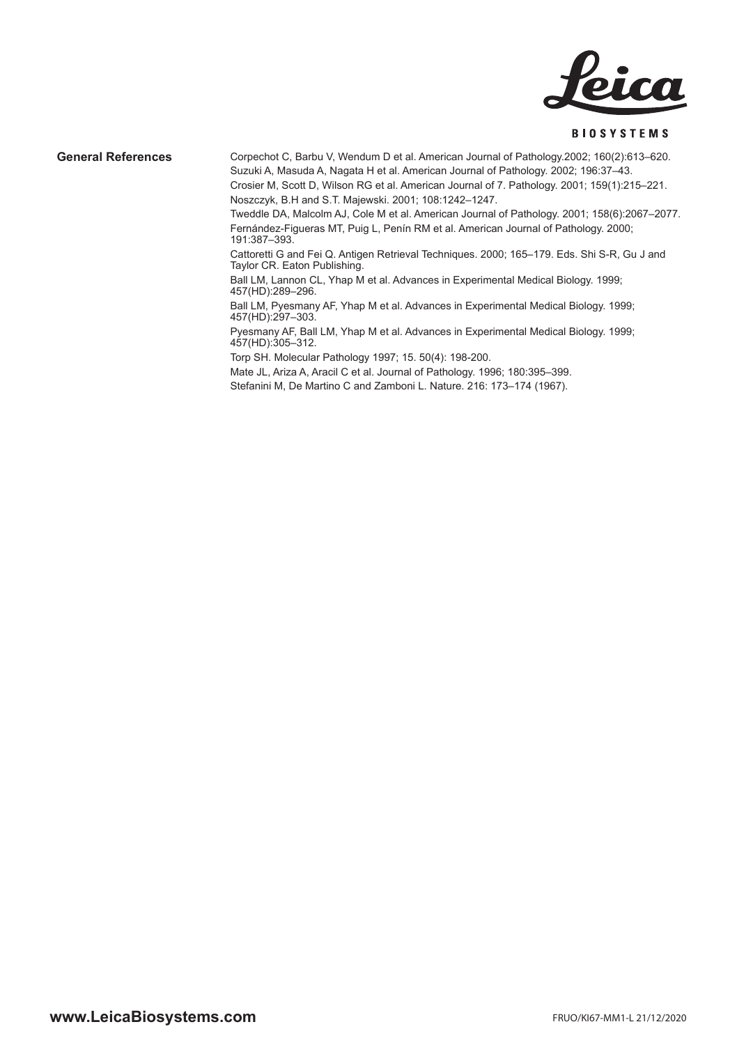**General References**

Corpechot C, Barbu V, Wendum D et al. American Journal of Pathology.2002; 160(2):613–620.

Suzuki A, Masuda A, Nagata H et al. American Journal of Pathology. 2002; 196:37–43.

Crosier M, Scott D, Wilson RG et al. American Journal of 7. Pathology. 2001; 159(1):215–221.

Noszczyk, B.H and S.T. Majewski. 2001; 108:1242–1247.

Tweddle DA, Malcolm AJ, Cole M et al. American Journal of Pathology. 2001; 158(6):2067–2077.

Fernández-Figueras MT, Puig L, Penín RM et al. American Journal of Pathology. 2000; 191:387–393.

Cattoretti G and Fei Q. Antigen Retrieval Techniques. 2000; 165–179. Eds. Shi S-R, Gu J and Taylor CR. Eaton Publishing.

Ball LM, Lannon CL, Yhap M et al. Advances in Experimental Medical Biology. 1999; 457(HD):289–296.

Ball LM, Pyesmany AF, Yhap M et al. Advances in Experimental Medical Biology. 1999; 457(HD):297–303.

Pyesmany AF, Ball LM, Yhap M et al. Advances in Experimental Medical Biology. 1999; 457(HD):305–312.

Torp SH. Molecular Pathology 1997; 15. 50(4): 198-200.

Mate JL, Ariza A, Aracil C et al. Journal of Pathology. 1996; 180:395–399.

Stefanini M, De Martino C and Zamboni L. Nature. 216: 173–174 (1967).

**www.LeicaBiosystems.com**

FRUO/KI67-MM1-L 21/12/2020